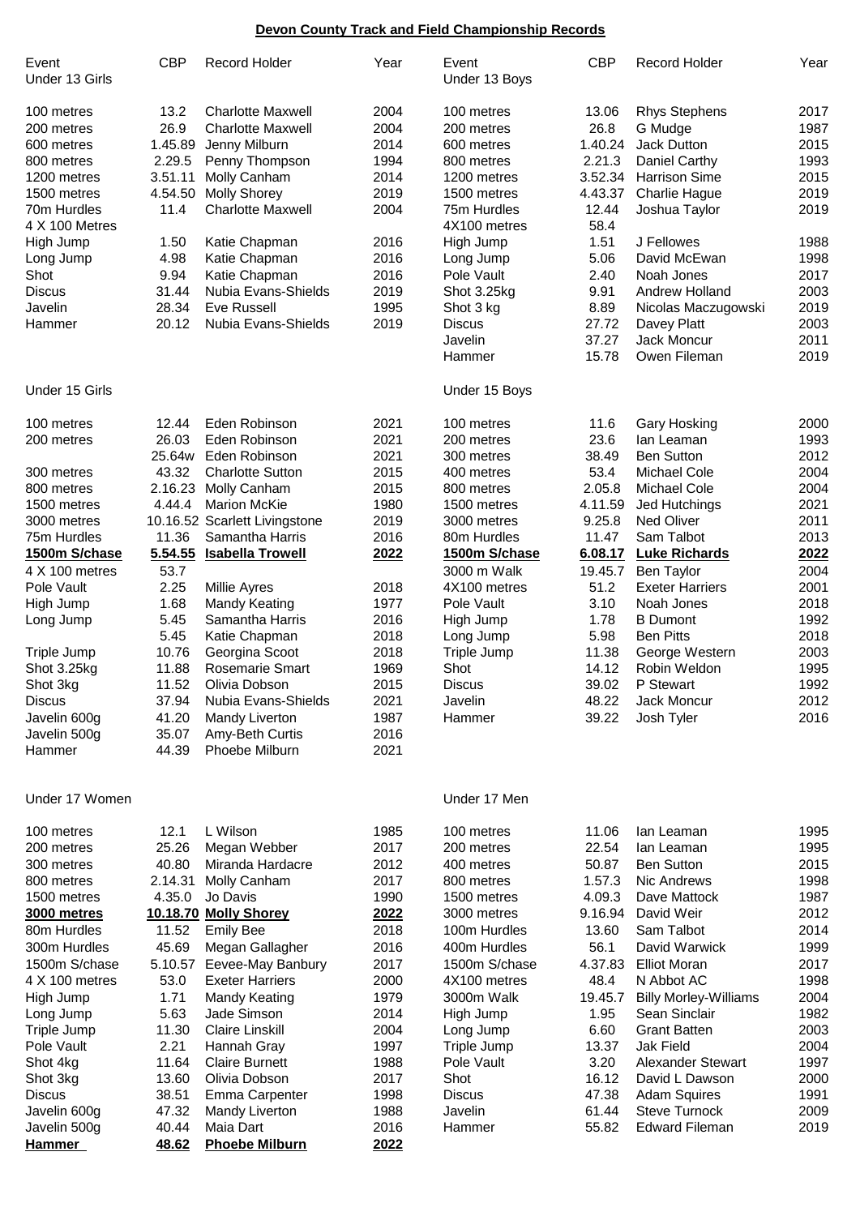# Devon County Track and Field Championship Records

| Event<br>Under 13 Girls | CBP | Record Holder | Year |
|---|---|---|---|
| 100 metres | 13.2 | Charlotte Maxwell | 2004 |
| 200 metres | 26.9 | Charlotte Maxwell | 2004 |
| 600 metres | 1.45.89 | Jenny Milburn | 2014 |
| 800 metres | 2.29.5 | Penny Thompson | 1994 |
| 1200 metres | 3.51.11 | Molly Canham | 2014 |
| 1500 metres | 4.54.50 | Molly Shorey | 2019 |
| 70m Hurdles | 11.4 | Charlotte Maxwell | 2004 |
| 4 X 100 Metres | | | |
| High Jump | 1.50 | Katie Chapman | 2016 |
| Long Jump | 4.98 | Katie Chapman | 2016 |
| Shot | 9.94 | Katie Chapman | 2016 |
| Discus | 31.44 | Nubia Evans-Shields | 2019 |
| Javelin | 28.34 | Eve Russell | 1995 |
| Hammer | 20.12 | Nubia Evans-Shields | 2019 |

| Event<br>Under 13 Boys | CBP | Record Holder | Year |
|---|---|---|---|
| 100 metres | 13.06 | Rhys Stephens | 2017 |
| 200 metres | 26.8 | G Mudge | 1987 |
| 600 metres | 1.40.24 | Jack Dutton | 2015 |
| 800 metres | 2.21.3 | Daniel Carthy | 1993 |
| 1200 metres | 3.52.34 | Harrison Sime | 2015 |
| 1500 metres | 4.43.37 | Charlie Hague | 2019 |
| 75m Hurdles | 12.44 | Joshua Taylor | 2019 |
| 4X100 metres | 58.4 | | |
| High Jump | 1.51 | J Fellowes | 1988 |
| Long Jump | 5.06 | David McEwan | 1998 |
| Pole Vault | 2.40 | Noah Jones | 2017 |
| Shot 3.25kg | 9.91 | Andrew Holland | 2003 |
| Shot 3 kg | 8.89 | Nicolas Maczugowski | 2019 |
| Discus | 27.72 | Davey Platt | 2003 |
| Javelin | 37.27 | Jack Moncur | 2011 |
| Hammer | 15.78 | Owen Fileman | 2019 |

| Under 15 Girls | CBP | Record Holder | Year |
|---|---|---|---|
| 100 metres | 12.44 | Eden Robinson | 2021 |
| 200 metres | 26.03 | Eden Robinson | 2021 |
| | 25.64w | Eden Robinson | 2021 |
| 300 metres | 43.32 | Charlotte Sutton | 2015 |
| 800 metres | 2.16.23 | Molly Canham | 2015 |
| 1500 metres | 4.44.4 | Marion McKie | 1980 |
| 3000 metres | 10.16.52 | Scarlett Livingstone | 2019 |
| 75m Hurdles | 11.36 | Samantha Harris | 2016 |
| **1500m S/chase** | **5.54.55** | **Isabella Trowell** | **2022** |
| 4 X 100 metres | 53.7 | | |
| Pole Vault | 2.25 | Millie Ayres | 2018 |
| High Jump | 1.68 | Mandy Keating | 1977 |
| Long Jump | 5.45 | Samantha Harris | 2016 |
| | 5.45 | Katie Chapman | 2018 |
| Triple Jump | 10.76 | Georgina Scoot | 2018 |
| Shot 3.25kg | 11.88 | Rosemarie Smart | 1969 |
| Shot 3kg | 11.52 | Olivia Dobson | 2015 |
| Discus | 37.94 | Nubia Evans-Shields | 2021 |
| Javelin 600g | 41.20 | Mandy Liverton | 1987 |
| Javelin 500g | 35.07 | Amy-Beth Curtis | 2016 |
| Hammer | 44.39 | Phoebe Milburn | 2021 |

| Under 15 Boys | CBP | Record Holder | Year |
|---|---|---|---|
| 100 metres | 11.6 | Gary Hosking | 2000 |
| 200 metres | 23.6 | Ian Leaman | 1993 |
| 300 metres | 38.49 | Ben Sutton | 2012 |
| 400 metres | 53.4 | Michael Cole | 2004 |
| 800 metres | 2.05.8 | Michael Cole | 2004 |
| 1500 metres | 4.11.59 | Jed Hutchings | 2021 |
| 3000 metres | 9.25.8 | Ned Oliver | 2011 |
| 80m Hurdles | 11.47 | Sam Talbot | 2013 |
| **1500m S/chase** | **6.08.17** | **Luke Richards** | **2022** |
| 3000 m Walk | 19.45.7 | Ben Taylor | 2004 |
| 4X100 metres | 51.2 | Exeter Harriers | 2001 |
| Pole Vault | 3.10 | Noah Jones | 2018 |
| High Jump | 1.78 | B Dumont | 1992 |
| Long Jump | 5.98 | Ben Pitts | 2018 |
| Triple Jump | 11.38 | George Western | 2003 |
| Shot | 14.12 | Robin Weldon | 1995 |
| Discus | 39.02 | P Stewart | 1992 |
| Javelin | 48.22 | Jack Moncur | 2012 |
| Hammer | 39.22 | Josh Tyler | 2016 |

| Under 17 Women | CBP | Record Holder | Year |
|---|---|---|---|
| 100 metres | 12.1 | L Wilson | 1985 |
| 200 metres | 25.26 | Megan Webber | 2017 |
| 300 metres | 40.80 | Miranda Hardacre | 2012 |
| 800 metres | 2.14.31 | Molly Canham | 2017 |
| 1500 metres | 4.35.0 | Jo Davis | 1990 |
| **3000 metres** | **10.18.70** | **Molly Shorey** | **2022** |
| 80m Hurdles | 11.52 | Emily Bee | 2018 |
| 300m Hurdles | 45.69 | Megan Gallagher | 2016 |
| 1500m S/chase | 5.10.57 | Eevee-May Banbury | 2017 |
| 4 X 100 metres | 53.0 | Exeter Harriers | 2000 |
| High Jump | 1.71 | Mandy Keating | 1979 |
| Long Jump | 5.63 | Jade Simson | 2014 |
| Triple Jump | 11.30 | Claire Linskill | 2004 |
| Pole Vault | 2.21 | Hannah Gray | 1997 |
| Shot 4kg | 11.64 | Claire Burnett | 1988 |
| Shot 3kg | 13.60 | Olivia Dobson | 2017 |
| Discus | 38.51 | Emma Carpenter | 1998 |
| Javelin 600g | 47.32 | Mandy Liverton | 1988 |
| Javelin 500g | 40.44 | Maia Dart | 2016 |
| **Hammer** | **48.62** | **Phoebe Milburn** | **2022** |

| Under 17 Men | CBP | Record Holder | Year |
|---|---|---|---|
| 100 metres | 11.06 | Ian Leaman | 1995 |
| 200 metres | 22.54 | Ian Leaman | 1995 |
| 400 metres | 50.87 | Ben Sutton | 2015 |
| 800 metres | 1.57.3 | Nic Andrews | 1998 |
| 1500 metres | 4.09.3 | Dave Mattock | 1987 |
| 3000 metres | 9.16.94 | David Weir | 2012 |
| 100m Hurdles | 13.60 | Sam Talbot | 2014 |
| 400m Hurdles | 56.1 | David Warwick | 1999 |
| 1500m S/chase | 4.37.83 | Elliot Moran | 2017 |
| 4X100 metres | 48.4 | N Abbot AC | 1998 |
| 3000m Walk | 19.45.7 | Billy Morley-Williams | 2004 |
| High Jump | 1.95 | Sean Sinclair | 1982 |
| Long Jump | 6.60 | Grant Batten | 2003 |
| Triple Jump | 13.37 | Jak Field | 2004 |
| Pole Vault | 3.20 | Alexander Stewart | 1997 |
| Shot | 16.12 | David L Dawson | 2000 |
| Discus | 47.38 | Adam Squires | 1991 |
| Javelin | 61.44 | Steve Turnock | 2009 |
| Hammer | 55.82 | Edward Fileman | 2019 |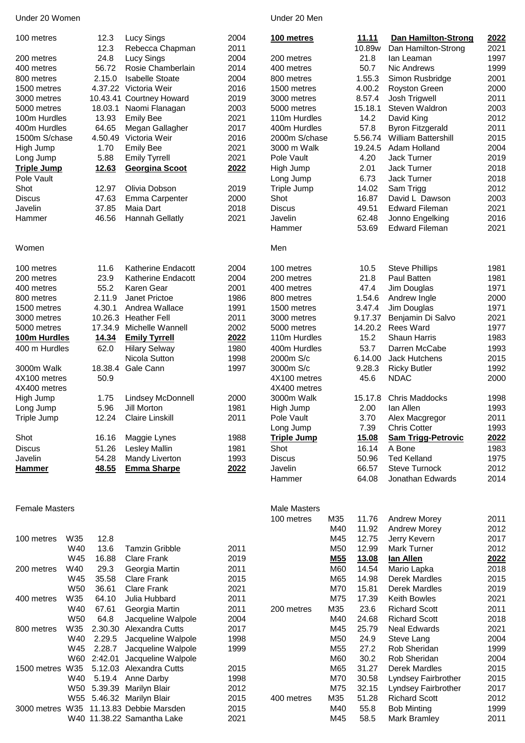## Under 20 Women

| Event | Performance | Name | Year |
|---|---|---|---|
| 100 metres | 12.3 | Lucy Sings | 2004 |
| | 12.3 | Rebecca Chapman | 2011 |
| 200 metres | 24.8 | Lucy Sings | 2004 |
| 400 metres | 56.72 | Rosie Chamberlain | 2014 |
| 800 metres | 2.15.0 | Isabelle Stoate | 2004 |
| 1500 metres | 4.37.22 | Victoria Weir | 2016 |
| 3000 metres | 10.43.41 | Courtney Howard | 2019 |
| 5000 metres | 18.03.1 | Naomi Flanagan | 2003 |
| 100m Hurdles | 13.93 | Emily Bee | 2021 |
| 400m Hurdles | 64.65 | Megan Gallagher | 2017 |
| 1500m S/chase | 4.50.49 | Victoria Weir | 2016 |
| High Jump | 1.70 | Emily Bee | 2021 |
| Long Jump | 5.88 | Emily Tyrrell | 2021 |
| **Triple Jump** | **12.63** | **Georgina Scoot** | **2022** |
| Pole Vault | | | |
| Shot | 12.97 | Olivia Dobson | 2019 |
| Discus | 47.63 | Emma Carpenter | 2000 |
| Javelin | 37.85 | Maia Dart | 2018 |
| Hammer | 46.56 | Hannah Gellatly | 2021 |

## Under 20 Men

| Event | Performance | Name | Year |
|---|---|---|---|
| **100 metres** | **11.11** | **Dan Hamilton-Strong** | **2022** |
| | 10.89w | Dan Hamilton-Strong | 2021 |
| 200 metres | 21.8 | Ian Leaman | 1997 |
| 400 metres | 50.7 | Nic Andrews | 1999 |
| 800 metres | 1.55.3 | Simon Rusbridge | 2001 |
| 1500 metres | 4.00.2 | Royston Green | 2000 |
| 3000 metres | 8.57.4 | Josh Trigwell | 2011 |
| 5000 metres | 15.18.1 | Steven Waldron | 2003 |
| 110m Hurdles | 14.2 | David King | 2012 |
| 400m Hurdles | 57.8 | Byron Fitzgerald | 2011 |
| 2000m S/chase | 5.56.74 | William Battershill | 2015 |
| 3000 m Walk | 19.24.5 | Adam Holland | 2004 |
| Pole Vault | 4.20 | Jack Turner | 2019 |
| High Jump | 2.01 | Jack Turner | 2018 |
| Long Jump | 6.73 | Jack Turner | 2018 |
| Triple Jump | 14.02 | Sam Trigg | 2012 |
| Shot | 16.87 | David L Dawson | 2003 |
| Discus | 49.51 | Edward Fileman | 2021 |
| Javelin | 62.48 | Jonno Engelking | 2016 |
| Hammer | 53.69 | Edward Fileman | 2021 |

## Women

| Event | Performance | Name | Year |
|---|---|---|---|
| 100 metres | 11.6 | Katherine Endacott | 2004 |
| 200 metres | 23.9 | Katherine Endacott | 2004 |
| 400 metres | 55.2 | Karen Gear | 2001 |
| 800 metres | 2.11.9 | Janet Prictoe | 1986 |
| 1500 metres | 4.30.1 | Andrea Wallace | 1991 |
| 3000 metres | 10.26.3 | Heather Fell | 2011 |
| 5000 metres | 17.34.9 | Michelle Wannell | 2002 |
| **100m Hurdles** | **14.34** | **Emily Tyrrell** | **2022** |
| 400 m Hurdles | 62.0 | Hilary Selway | 1980 |
| | | Nicola Sutton | 1998 |
| 3000m Walk | 18.38.4 | Gale Cann | 1997 |
| 4X100 metres | 50.9 | | |
| 4X400 metres | | | |
| High Jump | 1.75 | Lindsey McDonnell | 2000 |
| Long Jump | 5.96 | Jill Morton | 1981 |
| Triple Jump | 12.24 | Claire Linskill | 2011 |
| Shot | 16.16 | Maggie Lynes | 1988 |
| Discus | 51.26 | Lesley Mallin | 1981 |
| Javelin | 54.28 | Mandy Liverton | 1993 |
| **Hammer** | **48.55** | **Emma Sharpe** | **2022** |

## Men

| Event | Performance | Name | Year |
|---|---|---|---|
| 100 metres | 10.5 | Steve Phillips | 1981 |
| 200 metres | 21.8 | Paul Batten | 1981 |
| 400 metres | 47.4 | Jim Douglas | 1971 |
| 800 metres | 1.54.6 | Andrew Ingle | 2000 |
| 1500 metres | 3.47.4 | Jim Douglas | 1971 |
| 3000 metres | 9.17.37 | Benjamin Di Salvo | 2021 |
| 5000 metres | 14.20.2 | Rees Ward | 1977 |
| 110m Hurdles | 15.2 | Shaun Harris | 1983 |
| 400m Hurdles | 53.7 | Darren McCabe | 1993 |
| 2000m S/c | 6.14.00 | Jack Hutchens | 2015 |
| 3000m S/c | 9.28.3 | Ricky Butler | 1992 |
| 4X100 metres | 45.6 | NDAC | 2000 |
| 4X400 metres | | | |
| 3000m Walk | 15.17.8 | Chris Maddocks | 1998 |
| High Jump | 2.00 | Ian Allen | 1993 |
| Pole Vault | 3.70 | Alex Macgregor | 2011 |
| Long Jump | 7.39 | Chris Cotter | 1993 |
| **Triple Jump** | **15.08** | **Sam Trigg-Petrovic** | **2022** |
| Shot | 16.14 | A Bone | 1983 |
| Discus | 50.96 | Ted Kelland | 1975 |
| Javelin | 66.57 | Steve Turnock | 2012 |
| Hammer | 64.08 | Jonathan Edwards | 2014 |

## Female Masters

| Event | Age | Performance | Name | Year |
|---|---|---|---|---|
| 100 metres | W35 | 12.8 | | |
| | W40 | 13.6 | Tamzin Gribble | 2011 |
| | W45 | 16.88 | Clare Frank | 2019 |
| 200 metres | W40 | 29.3 | Georgia Martin | 2011 |
| | W45 | 35.58 | Clare Frank | 2015 |
| | W50 | 36.61 | Clare Frank | 2021 |
| 400 metres | W35 | 64.10 | Julia Hubbard | 2011 |
| | W40 | 67.61 | Georgia Martin | 2011 |
| | W50 | 64.8 | Jacqueline Walpole | 2004 |
| 800 metres | W35 | 2.30.30 | Alexandra Cutts | 2017 |
| | W40 | 2.29.5 | Jacqueline Walpole | 1998 |
| | W45 | 2.28.7 | Jacqueline Walpole | 1999 |
| | W60 | 2:42.01 | Jacqueline Walpole | |
| 1500 metres | W35 | 5.12.03 | Alexandra Cutts | 2015 |
| | W40 | 5.19.4 | Anne Darby | 1998 |
| | W50 | 5.39.39 | Marilyn Blair | 2012 |
| | W55 | 5.46.32 | Marilyn Blair | 2015 |
| 3000 metres | W35 | 11.13.83 | Debbie Marsden | 2015 |
| | W40 | 11.38.22 | Samantha Lake | 2021 |

## Male Masters

| Event | Age | Performance | Name | Year |
|---|---|---|---|---|
| 100 metres | M35 | 11.76 | Andrew Morey | 2011 |
| | M40 | 11.92 | Andrew Morey | 2012 |
| | M45 | 12.75 | Jerry Kevern | 2017 |
| | M50 | 12.99 | Mark Turner | 2012 |
| | **M55** | **13.08** | **Ian Allen** | **2022** |
| | M60 | 14.54 | Mario Lapka | 2018 |
| | M65 | 14.98 | Derek Mardles | 2015 |
| | M70 | 15.81 | Derek Mardles | 2019 |
| | M75 | 17.39 | Keith Bowles | 2021 |
| 200 metres | M35 | 23.6 | Richard Scott | 2011 |
| | M40 | 24.68 | Richard Scott | 2018 |
| | M45 | 25.79 | Neal Edwards | 2021 |
| | M50 | 24.9 | Steve Lang | 2004 |
| | M55 | 27.2 | Rob Sheridan | 1999 |
| | M60 | 30.2 | Rob Sheridan | 2004 |
| | M65 | 31.27 | Derek Mardles | 2015 |
| | M70 | 30.58 | Lyndsey Fairbrother | 2015 |
| | M75 | 32.15 | Lyndsey Fairbrother | 2017 |
| 400 metres | M35 | 51.28 | Richard Scott | 2012 |
| | M40 | 55.8 | Bob Minting | 1999 |
| | M45 | 58.5 | Mark Bramley | 2011 |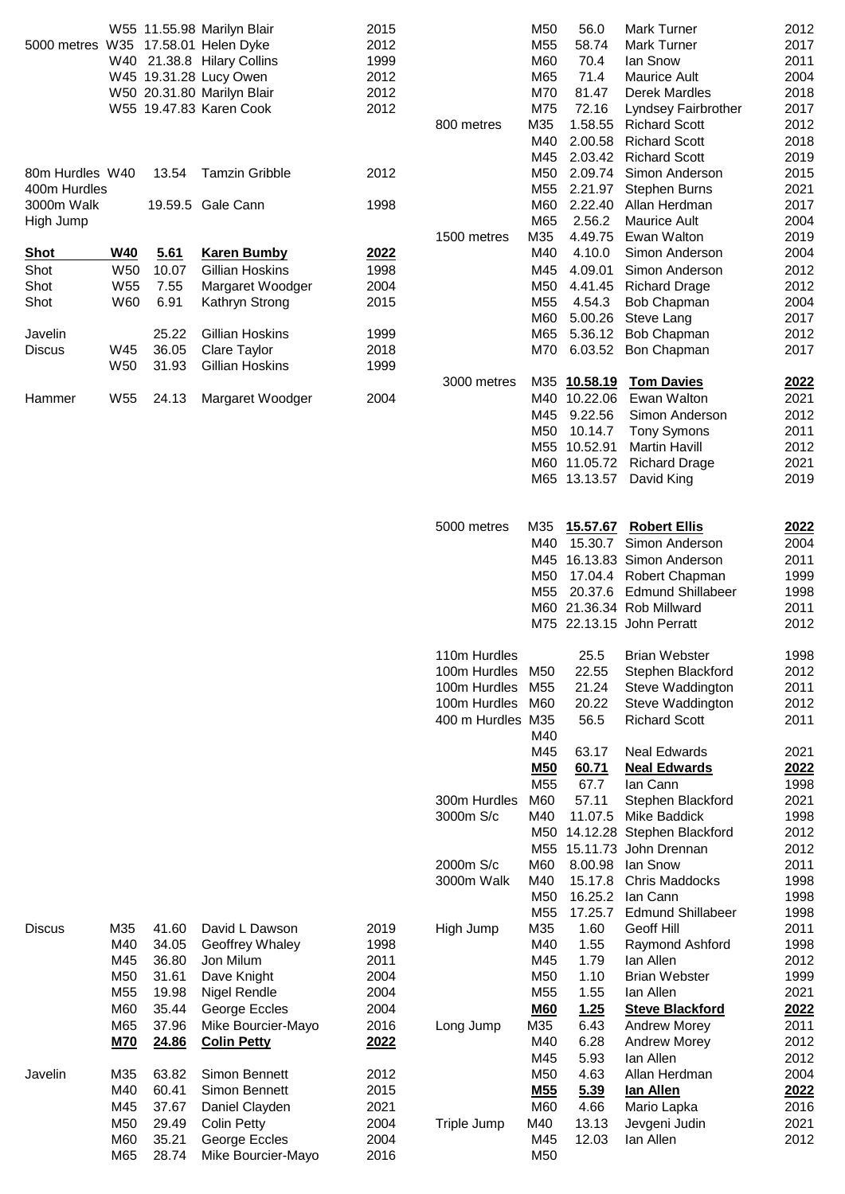| Event | Age | Performance | Name | Year |
|---|---|---|---|---|
| | W55 | 11.55.98 | Marilyn Blair | 2015 |
| 5000 metres | W35 | 17.58.01 | Helen Dyke | 2012 |
| | W40 | 21.38.8 | Hilary Collins | 1999 |
| | W45 | 19.31.28 | Lucy Owen | 2012 |
| | W50 | 20.31.80 | Marilyn Blair | 2012 |
| | W55 | 19.47.83 | Karen Cook | 2012 |
| 80m Hurdles | W40 | 13.54 | Tamzin Gribble | 2012 |
| 400m Hurdles | | | | |
| 3000m Walk | | 19.59.5 | Gale Cann | 1998 |
| High Jump | | | | |
| **Shot** | **W40** | **5.61** | **Karen Bumby** | **2022** |
| Shot | W50 | 10.07 | Gillian Hoskins | 1998 |
| Shot | W55 | 7.55 | Margaret Woodger | 2004 |
| Shot | W60 | 6.91 | Kathryn Strong | 2015 |
| Javelin | | 25.22 | Gillian Hoskins | 1999 |
| Discus | W45 | 36.05 | Clare Taylor | 2018 |
| | W50 | 31.93 | Gillian Hoskins | 1999 |
| Hammer | W55 | 24.13 | Margaret Woodger | 2004 |

| Event | Age | Performance | Name | Year |
|---|---|---|---|---|
| Discus | M35 | 41.60 | David L Dawson | 2019 |
| | M40 | 34.05 | Geoffrey Whaley | 1998 |
| | M45 | 36.80 | Jon Milum | 2011 |
| | M50 | 31.61 | Dave Knight | 2004 |
| | M55 | 19.98 | Nigel Rendle | 2004 |
| | M60 | 35.44 | George Eccles | 2004 |
| | M65 | 37.96 | Mike Bourcier-Mayo | 2016 |
| | **M70** | **24.86** | **Colin Petty** | **2022** |
| Javelin | M35 | 63.82 | Simon Bennett | 2012 |
| | M40 | 60.41 | Simon Bennett | 2015 |
| | M45 | 37.67 | Daniel Clayden | 2021 |
| | M50 | 29.49 | Colin Petty | 2004 |
| | M60 | 35.21 | George Eccles | 2004 |
| | M65 | 28.74 | Mike Bourcier-Mayo | 2016 |

| Event | Age | Performance | Name | Year |
|---|---|---|---|---|
| | M50 | 56.0 | Mark Turner | 2012 |
| | M55 | 58.74 | Mark Turner | 2017 |
| | M60 | 70.4 | Ian Snow | 2011 |
| | M65 | 71.4 | Maurice Ault | 2004 |
| | M70 | 81.47 | Derek Mardles | 2018 |
| | M75 | 72.16 | Lyndsey Fairbrother | 2017 |
| 800 metres | M35 | 1.58.55 | Richard Scott | 2012 |
| | M40 | 2.00.58 | Richard Scott | 2018 |
| | M45 | 2.03.42 | Richard Scott | 2019 |
| | M50 | 2.09.74 | Simon Anderson | 2015 |
| | M55 | 2.21.97 | Stephen Burns | 2021 |
| | M60 | 2.22.40 | Allan Herdman | 2017 |
| | M65 | 2.56.2 | Maurice Ault | 2004 |
| 1500 metres | M35 | 4.49.75 | Ewan Walton | 2019 |
| | M40 | 4.10.0 | Simon Anderson | 2004 |
| | M45 | 4.09.01 | Simon Anderson | 2012 |
| | M50 | 4.41.45 | Richard Drage | 2012 |
| | M55 | 4.54.3 | Bob Chapman | 2004 |
| | M60 | 5.00.26 | Steve Lang | 2017 |
| | M65 | 5.36.12 | Bob Chapman | 2012 |
| | M70 | 6.03.52 | Bon Chapman | 2017 |
| 3000 metres | M35 | **10.58.19** | **Tom Davies** | **2022** |
| | M40 | 10.22.06 | Ewan Walton | 2021 |
| | M45 | 9.22.56 | Simon Anderson | 2012 |
| | M50 | 10.14.7 | Tony Symons | 2011 |
| | M55 | 10.52.91 | Martin Havill | 2012 |
| | M60 | 11.05.72 | Richard Drage | 2021 |
| | M65 | 13.13.57 | David King | 2019 |
| 5000 metres | M35 | **15.57.67** | **Robert Ellis** | **2022** |
| | M40 | 15.30.7 | Simon Anderson | 2004 |
| | M45 | 16.13.83 | Simon Anderson | 2011 |
| | M50 | 17.04.4 | Robert Chapman | 1999 |
| | M55 | 20.37.6 | Edmund Shillabeer | 1998 |
| | M60 | 21.36.34 | Rob Millward | 2011 |
| | M75 | 22.13.15 | John Perratt | 2012 |
| 110m Hurdles | | 25.5 | Brian Webster | 1998 |
| 100m Hurdles | M50 | 22.55 | Stephen Blackford | 2012 |
| 100m Hurdles | M55 | 21.24 | Steve Waddington | 2011 |
| 100m Hurdles | M60 | 20.22 | Steve Waddington | 2012 |
| 400 m Hurdles | M35 | 56.5 | Richard Scott | 2011 |
| | M40 | | | |
| | M45 | 63.17 | Neal Edwards | 2021 |
| | **M50** | **60.71** | **Neal Edwards** | **2022** |
| | M55 | 67.7 | Ian Cann | 1998 |
| 300m Hurdles | M60 | 57.11 | Stephen Blackford | 2021 |
| 3000m S/c | M40 | 11.07.5 | Mike Baddick | 1998 |
| | M50 | 14.12.28 | Stephen Blackford | 2012 |
| | M55 | 15.11.73 | John Drennan | 2012 |
| 2000m S/c | M60 | 8.00.98 | Ian Snow | 2011 |
| 3000m Walk | M40 | 15.17.8 | Chris Maddocks | 1998 |
| | M50 | 16.25.2 | Ian Cann | 1998 |
| | M55 | 17.25.7 | Edmund Shillabeer | 1998 |
| High Jump | M35 | 1.60 | Geoff Hill | 2011 |
| | M40 | 1.55 | Raymond Ashford | 1998 |
| | M45 | 1.79 | Ian Allen | 2012 |
| | M50 | 1.10 | Brian Webster | 1999 |
| | M55 | 1.55 | Ian Allen | 2021 |
| | **M60** | **1.25** | **Steve Blackford** | **2022** |
| Long Jump | M35 | 6.43 | Andrew Morey | 2011 |
| | M40 | 6.28 | Andrew Morey | 2012 |
| | M45 | 5.93 | Ian Allen | 2012 |
| | M50 | 4.63 | Allan Herdman | 2004 |
| | **M55** | **5.39** | **Ian Allen** | **2022** |
| | M60 | 4.66 | Mario Lapka | 2016 |
| Triple Jump | M40 | 13.13 | Jevgeni Judin | 2021 |
| | M45 | 12.03 | Ian Allen | 2012 |
| | M50 | | | |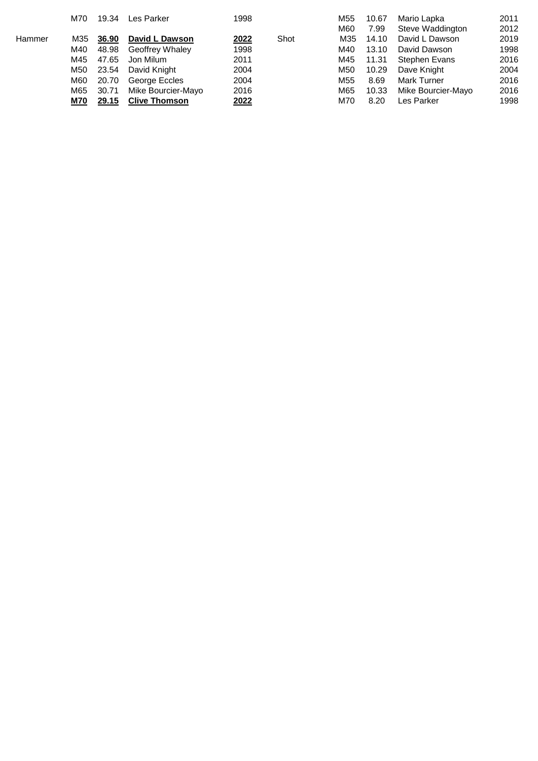| | | | | | | | | | |
|---|---|---|---|---|---|---|---|---|---|
| | M70 | 19.34 | Les Parker | 1998 | | M55 | 10.67 | Mario Lapka | 2011 |
| | | | | | | M60 | 7.99 | Steve Waddington | 2012 |
| Hammer | M35 | **36.90** | **David L Dawson** | **2022** | Shot | M35 | 14.10 | David L Dawson | 2019 |
| | M40 | 48.98 | Geoffrey Whaley | 1998 | | M40 | 13.10 | David Dawson | 1998 |
| | M45 | 47.65 | Jon Milum | 2011 | | M45 | 11.31 | Stephen Evans | 2016 |
| | M50 | 23.54 | David Knight | 2004 | | M50 | 10.29 | Dave Knight | 2004 |
| | M60 | 20.70 | George Eccles | 2004 | | M55 | 8.69 | Mark Turner | 2016 |
| | M65 | 30.71 | Mike Bourcier-Mayo | 2016 | | M65 | 10.33 | Mike Bourcier-Mayo | 2016 |
| | **M70** | **29.15** | **Clive Thomson** | **2022** | | M70 | 8.20 | Les Parker | 1998 |